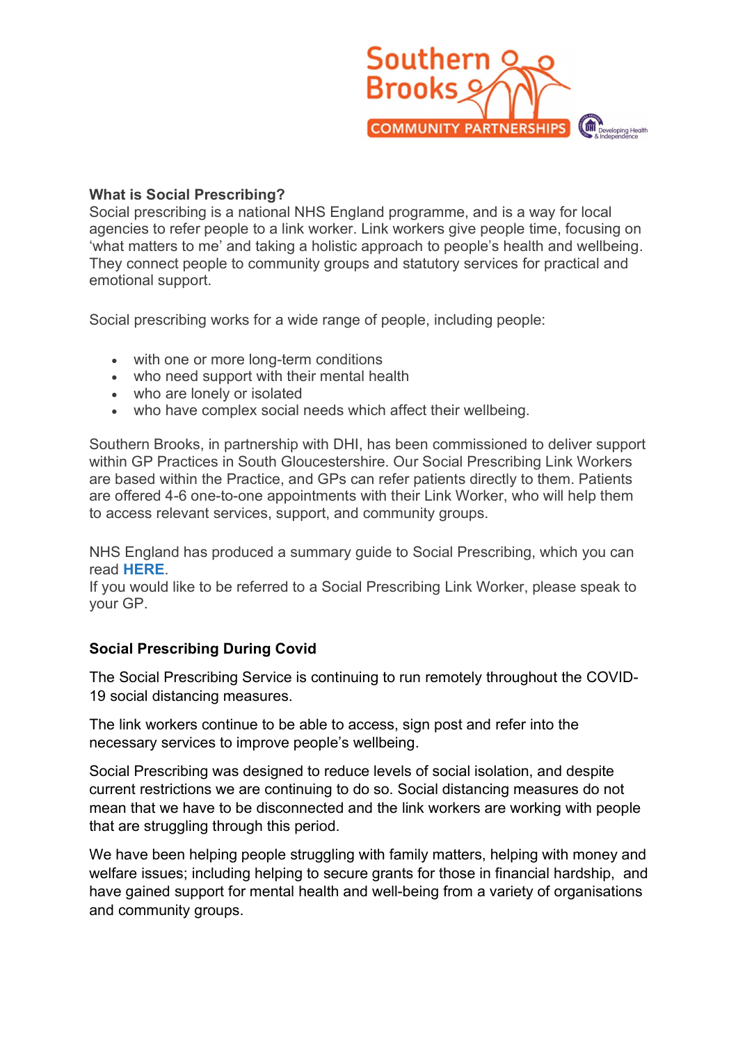## What is Social Prescribing?

Social prescribing is a national NHS England programme, and is a way for local agencies to refer people to a link worker. Link workers give people time, focusing on 'what matters to me' and taking a holistic approach to people's health and wellbeing. They connect people to community groups and statutory services for practical and emotional support.

Social prescribing works for a wide range of people, including people:

- with one or more long-term conditions
- who need support with their mental health
- who are lonely or isolated
- who have complex social needs which affect their wellbeing.

Southern Brooks, in partnership with DHI, has been commissioned to deliver support within GP Practices in South Gloucestershire. Our Social Prescribing Link Workers are based within the Practice, and GPs can refer patients directly to them. Patients are offered 4-6 one-to-one appointments with their Link Worker, who will help them to access relevant services, support, and community groups.

NHS England has produced a summary guide to Social Prescribing, which you can read **HERE**.
If you would like to be referred to a Social Prescribing Link Worker, please speak to your GP.

## Social Prescribing During Covid

The Social Prescribing Service is continuing to run remotely throughout the COVID-19 social distancing measures.

The link workers continue to be able to access, sign post and refer into the necessary services to improve people's wellbeing.

Social Prescribing was designed to reduce levels of social isolation, and despite current restrictions we are continuing to do so. Social distancing measures do not mean that we have to be disconnected and the link workers are working with people that are struggling through this period.

We have been helping people struggling with family matters, helping with money and welfare issues; including helping to secure grants for those in financial hardship, and have gained support for mental health and well-being from a variety of organisations and community groups.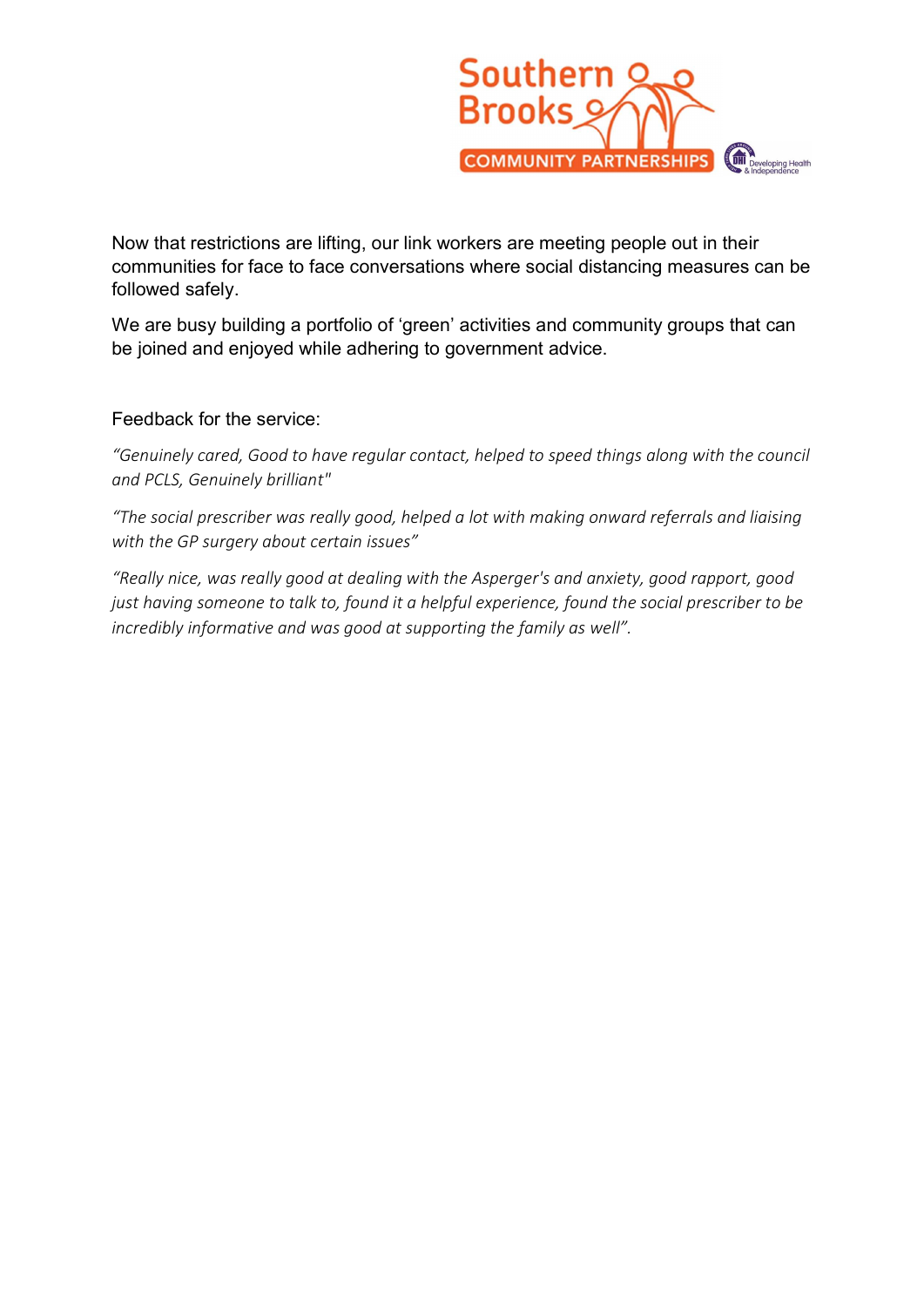Now that restrictions are lifting, our link workers are meeting people out in their communities for face to face conversations where social distancing measures can be followed safely.

We are busy building a portfolio of 'green' activities and community groups that can be joined and enjoyed while adhering to government advice.

Feedback for the service:

*"Genuinely cared, Good to have regular contact, helped to speed things along with the council and PCLS, Genuinely brilliant"*

*"The social prescriber was really good, helped a lot with making onward referrals and liaising with the GP surgery about certain issues"*

*"Really nice, was really good at dealing with the Asperger's and anxiety, good rapport, good just having someone to talk to, found it a helpful experience, found the social prescriber to be incredibly informative and was good at supporting the family as well".*